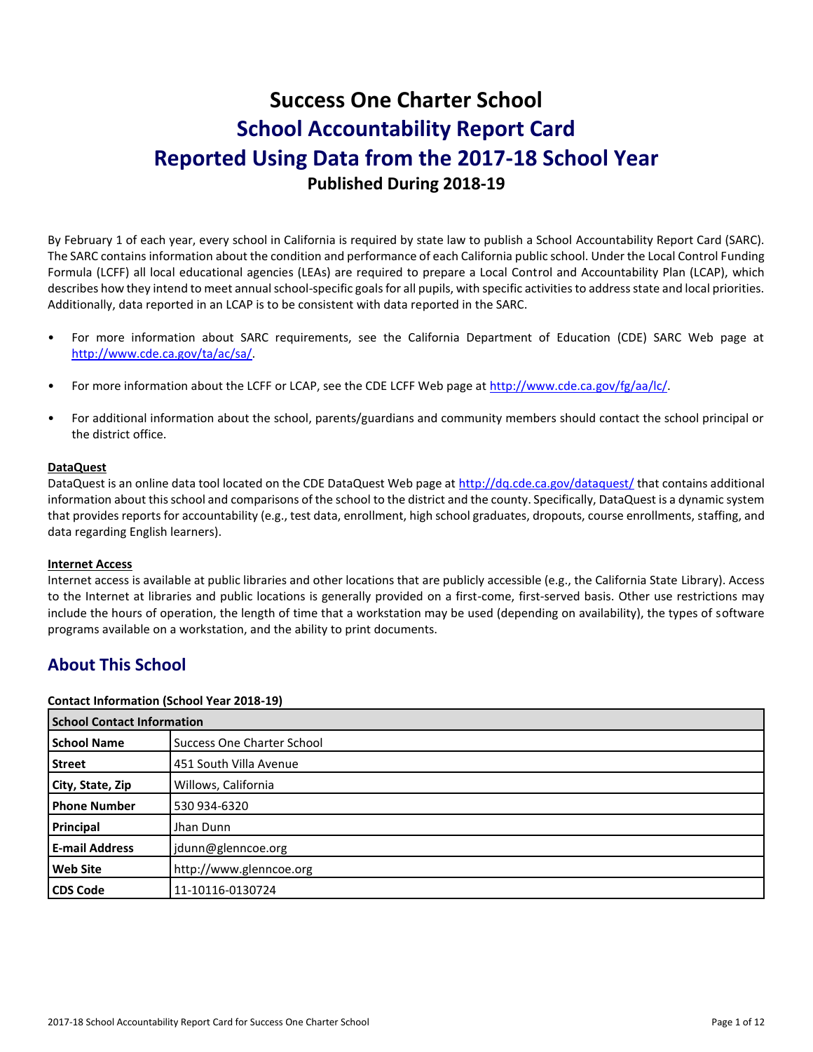# Success One Charter School
# School Accountability Report Card
# Reported Using Data from the 2017-18 School Year
### Published During 2018-19

By February 1 of each year, every school in California is required by state law to publish a School Accountability Report Card (SARC). The SARC contains information about the condition and performance of each California public school. Under the Local Control Funding Formula (LCFF) all local educational agencies (LEAs) are required to prepare a Local Control and Accountability Plan (LCAP), which describes how they intend to meet annual school-specific goals for all pupils, with specific activities to address state and local priorities. Additionally, data reported in an LCAP is to be consistent with data reported in the SARC.

- For more information about SARC requirements, see the California Department of Education (CDE) SARC Web page at http://www.cde.ca.gov/ta/ac/sa/.
- For more information about the LCFF or LCAP, see the CDE LCFF Web page at http://www.cde.ca.gov/fg/aa/lc/.
- For additional information about the school, parents/guardians and community members should contact the school principal or the district office.

**DataQuest**

DataQuest is an online data tool located on the CDE DataQuest Web page at http://dq.cde.ca.gov/dataquest/ that contains additional information about this school and comparisons of the school to the district and the county. Specifically, DataQuest is a dynamic system that provides reports for accountability (e.g., test data, enrollment, high school graduates, dropouts, course enrollments, staffing, and data regarding English learners).

**Internet Access**

Internet access is available at public libraries and other locations that are publicly accessible (e.g., the California State Library). Access to the Internet at libraries and public locations is generally provided on a first-come, first-served basis. Other use restrictions may include the hours of operation, the length of time that a workstation may be used (depending on availability), the types of software programs available on a workstation, and the ability to print documents.

## About This School

**Contact Information (School Year 2018-19)**

| School Contact Information | |
|---|---|
| **School Name** | Success One Charter School |
| **Street** | 451 South Villa Avenue |
| **City, State, Zip** | Willows, California |
| **Phone Number** | 530 934-6320 |
| **Principal** | Jhan Dunn |
| **E-mail Address** | jdunn@glenncoe.org |
| **Web Site** | http://www.glenncoe.org |
| **CDS Code** | 11-10116-0130724 |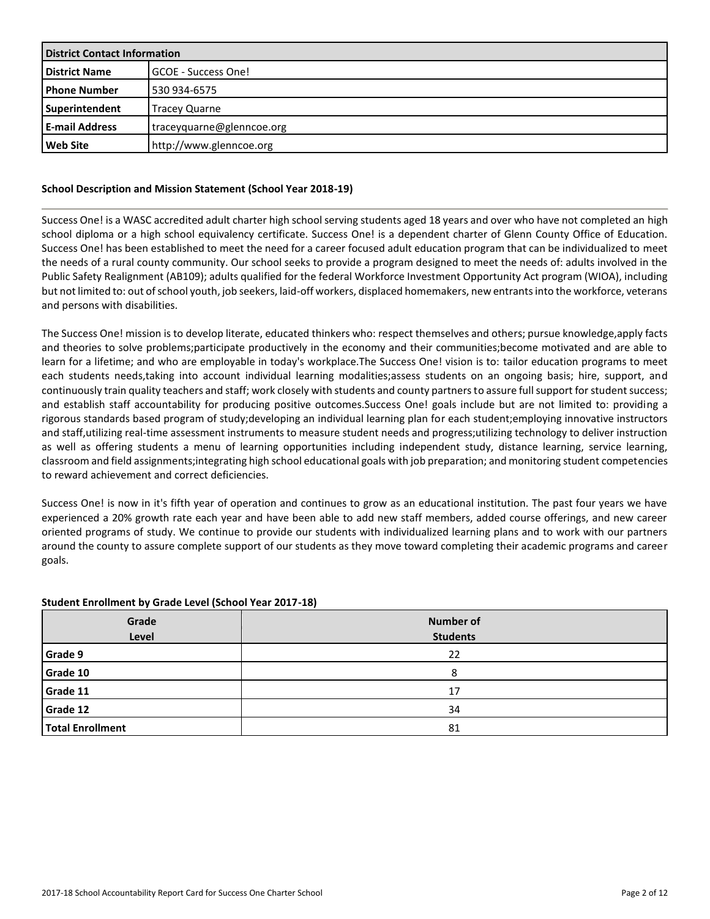| District Contact Information | |
|---|---|
| **District Name** | GCOE - Success One! |
| **Phone Number** | 530 934-6575 |
| **Superintendent** | Tracey Quarne |
| **E-mail Address** | traceyquarne@glenncoe.org |
| **Web Site** | http://www.glenncoe.org |

### School Description and Mission Statement (School Year 2018-19)

Success One! is a WASC accredited adult charter high school serving students aged 18 years and over who have not completed an high school diploma or a high school equivalency certificate. Success One! is a dependent charter of Glenn County Office of Education. Success One! has been established to meet the need for a career focused adult education program that can be individualized to meet the needs of a rural county community. Our school seeks to provide a program designed to meet the needs of: adults involved in the Public Safety Realignment (AB109); adults qualified for the federal Workforce Investment Opportunity Act program (WIOA), including but not limited to: out of school youth, job seekers, laid-off workers, displaced homemakers, new entrants into the workforce, veterans and persons with disabilities.

The Success One! mission is to develop literate, educated thinkers who: respect themselves and others; pursue knowledge,apply facts and theories to solve problems;participate productively in the economy and their communities;become motivated and are able to learn for a lifetime; and who are employable in today's workplace.The Success One! vision is to: tailor education programs to meet each students needs,taking into account individual learning modalities;assess students on an ongoing basis; hire, support, and continuously train quality teachers and staff; work closely with students and county partners to assure full support for student success; and establish staff accountability for producing positive outcomes.Success One! goals include but are not limited to: providing a rigorous standards based program of study;developing an individual learning plan for each student;employing innovative instructors and staff,utilizing real-time assessment instruments to measure student needs and progress;utilizing technology to deliver instruction as well as offering students a menu of learning opportunities including independent study, distance learning, service learning, classroom and field assignments;integrating high school educational goals with job preparation; and monitoring student competencies to reward achievement and correct deficiencies.

Success One! is now in it's fifth year of operation and continues to grow as an educational institution. The past four years we have experienced a 20% growth rate each year and have been able to add new staff members, added course offerings, and new career oriented programs of study. We continue to provide our students with individualized learning plans and to work with our partners around the county to assure complete support of our students as they move toward completing their academic programs and career goals.

### Student Enrollment by Grade Level (School Year 2017-18)

| Grade Level | Number of Students |
|---|---|
| **Grade 9** | 22 |
| **Grade 10** | 8 |
| **Grade 11** | 17 |
| **Grade 12** | 34 |
| **Total Enrollment** | 81 |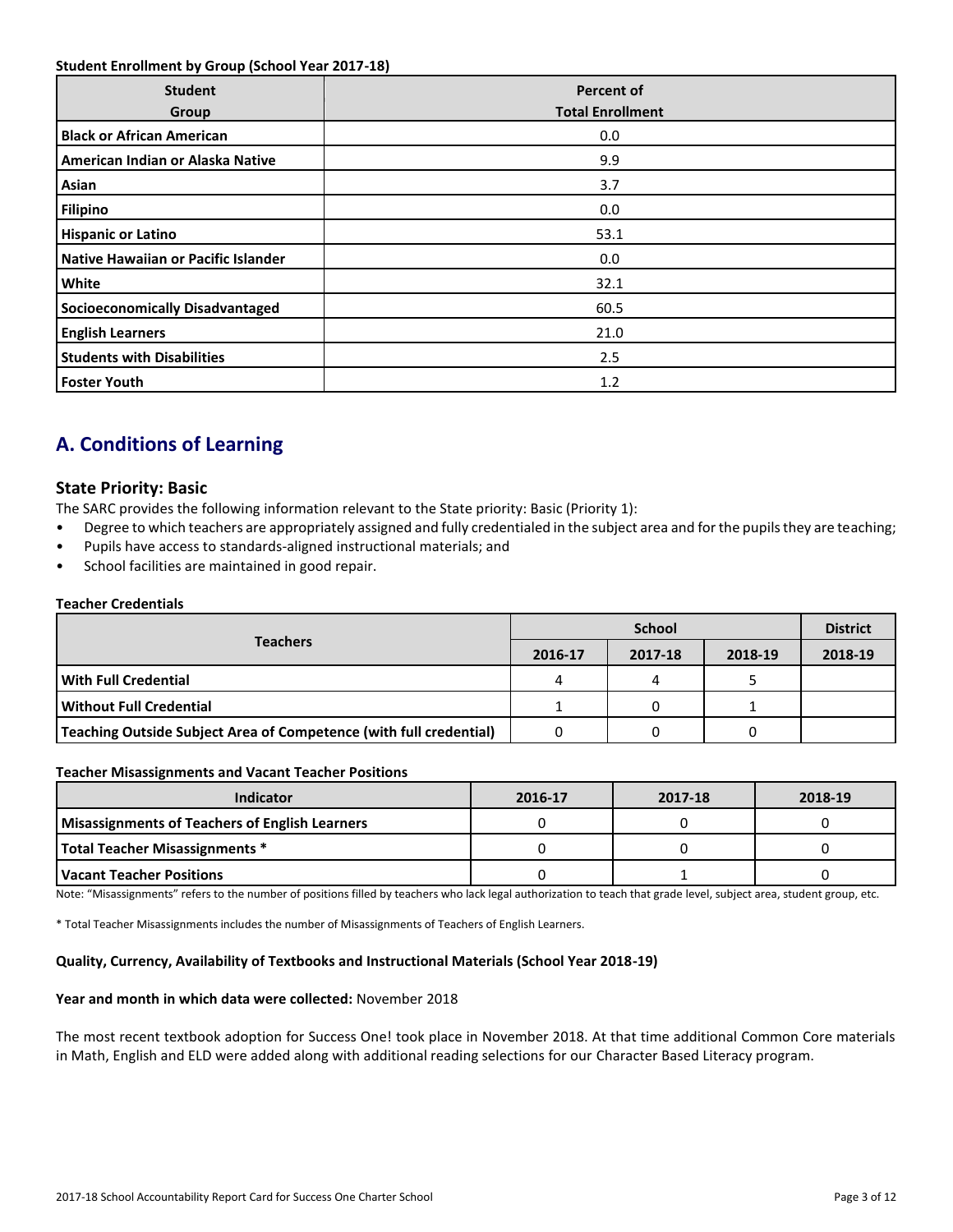**Student Enrollment by Group (School Year 2017-18)**

| Student Group | Percent of Total Enrollment |
|---|---|
| **Black or African American** | 0.0 |
| **American Indian or Alaska Native** | 9.9 |
| **Asian** | 3.7 |
| **Filipino** | 0.0 |
| **Hispanic or Latino** | 53.1 |
| **Native Hawaiian or Pacific Islander** | 0.0 |
| **White** | 32.1 |
| **Socioeconomically Disadvantaged** | 60.5 |
| **English Learners** | 21.0 |
| **Students with Disabilities** | 2.5 |
| **Foster Youth** | 1.2 |

## A. Conditions of Learning

### State Priority: Basic

The SARC provides the following information relevant to the State priority: Basic (Priority 1):

- Degree to which teachers are appropriately assigned and fully credentialed in the subject area and for the pupils they are teaching;
- Pupils have access to standards-aligned instructional materials; and
- School facilities are maintained in good repair.

**Teacher Credentials**

| Teachers | School | | | District |
|---|---|---|---|---|
| | 2016-17 | 2017-18 | 2018-19 | 2018-19 |
| **With Full Credential** | 4 | 4 | 5 | |
| **Without Full Credential** | 1 | 0 | 1 | |
| **Teaching Outside Subject Area of Competence (with full credential)** | 0 | 0 | 0 | |

**Teacher Misassignments and Vacant Teacher Positions**

| Indicator | 2016-17 | 2017-18 | 2018-19 |
|---|---|---|---|
| **Misassignments of Teachers of English Learners** | 0 | 0 | 0 |
| **Total Teacher Misassignments *** | 0 | 0 | 0 |
| **Vacant Teacher Positions** | 0 | 1 | 0 |

Note: "Misassignments" refers to the number of positions filled by teachers who lack legal authorization to teach that grade level, subject area, student group, etc.

* Total Teacher Misassignments includes the number of Misassignments of Teachers of English Learners.

**Quality, Currency, Availability of Textbooks and Instructional Materials (School Year 2018-19)**

**Year and month in which data were collected:** November 2018

The most recent textbook adoption for Success One! took place in November 2018. At that time additional Common Core materials in Math, English and ELD were added along with additional reading selections for our Character Based Literacy program.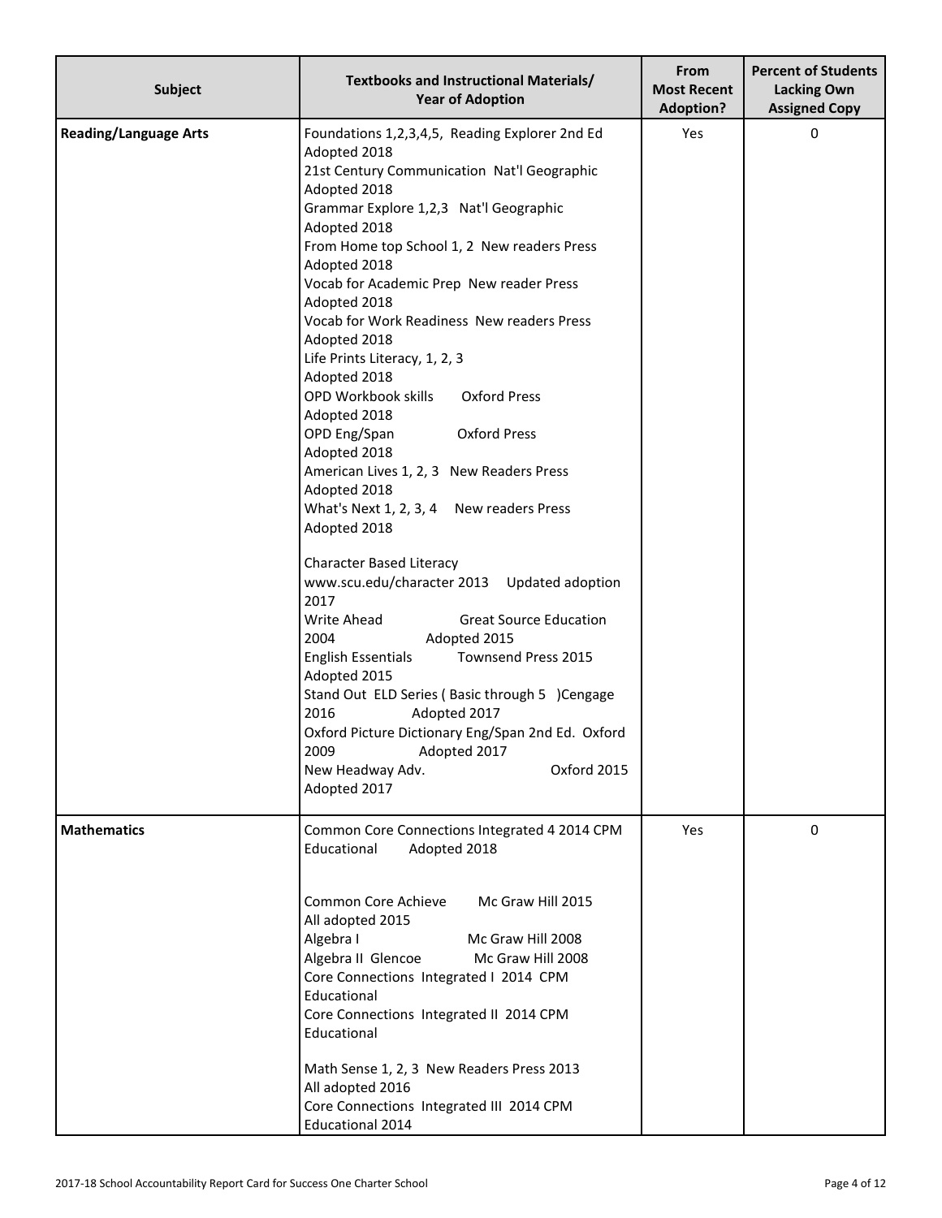| Subject | Textbooks and Instructional Materials/ Year of Adoption | From Most Recent Adoption? | Percent of Students Lacking Own Assigned Copy |
| --- | --- | --- | --- |
| **Reading/Language Arts** | Foundations 1,2,3,4,5, Reading Explorer 2nd Ed Adopted 2018<br>21st Century Communication Nat'l Geographic Adopted 2018<br>Grammar Explore 1,2,3 Nat'l Geographic Adopted 2018<br>From Home top School 1, 2 New readers Press Adopted 2018<br>Vocab for Academic Prep New reader Press Adopted 2018<br>Vocab for Work Readiness New readers Press Adopted 2018<br>Life Prints Literacy, 1, 2, 3 Adopted 2018<br>OPD Workbook skills Oxford Press Adopted 2018<br>OPD Eng/Span Oxford Press Adopted 2018<br>American Lives 1, 2, 3 New Readers Press Adopted 2018<br>What's Next 1, 2, 3, 4 New readers Press Adopted 2018<br><br>Character Based Literacy www.scu.edu/character 2013 Updated adoption 2017<br>Write Ahead Great Source Education 2004 Adopted 2015<br>English Essentials Townsend Press 2015 Adopted 2015<br>Stand Out ELD Series ( Basic through 5 )Cengage 2016 Adopted 2017<br>Oxford Picture Dictionary Eng/Span 2nd Ed. Oxford 2009 Adopted 2017<br>New Headway Adv. Oxford 2015 Adopted 2017 | Yes | 0 |
| **Mathematics** | Common Core Connections Integrated 4 2014 CPM Educational Adopted 2018<br><br>Common Core Achieve Mc Graw Hill 2015 All adopted 2015<br>Algebra I Mc Graw Hill 2008<br>Algebra II Glencoe Mc Graw Hill 2008<br>Core Connections Integrated I 2014 CPM Educational<br>Core Connections Integrated II 2014 CPM Educational<br><br>Math Sense 1, 2, 3 New Readers Press 2013 All adopted 2016<br>Core Connections Integrated III 2014 CPM Educational 2014 | Yes | 0 |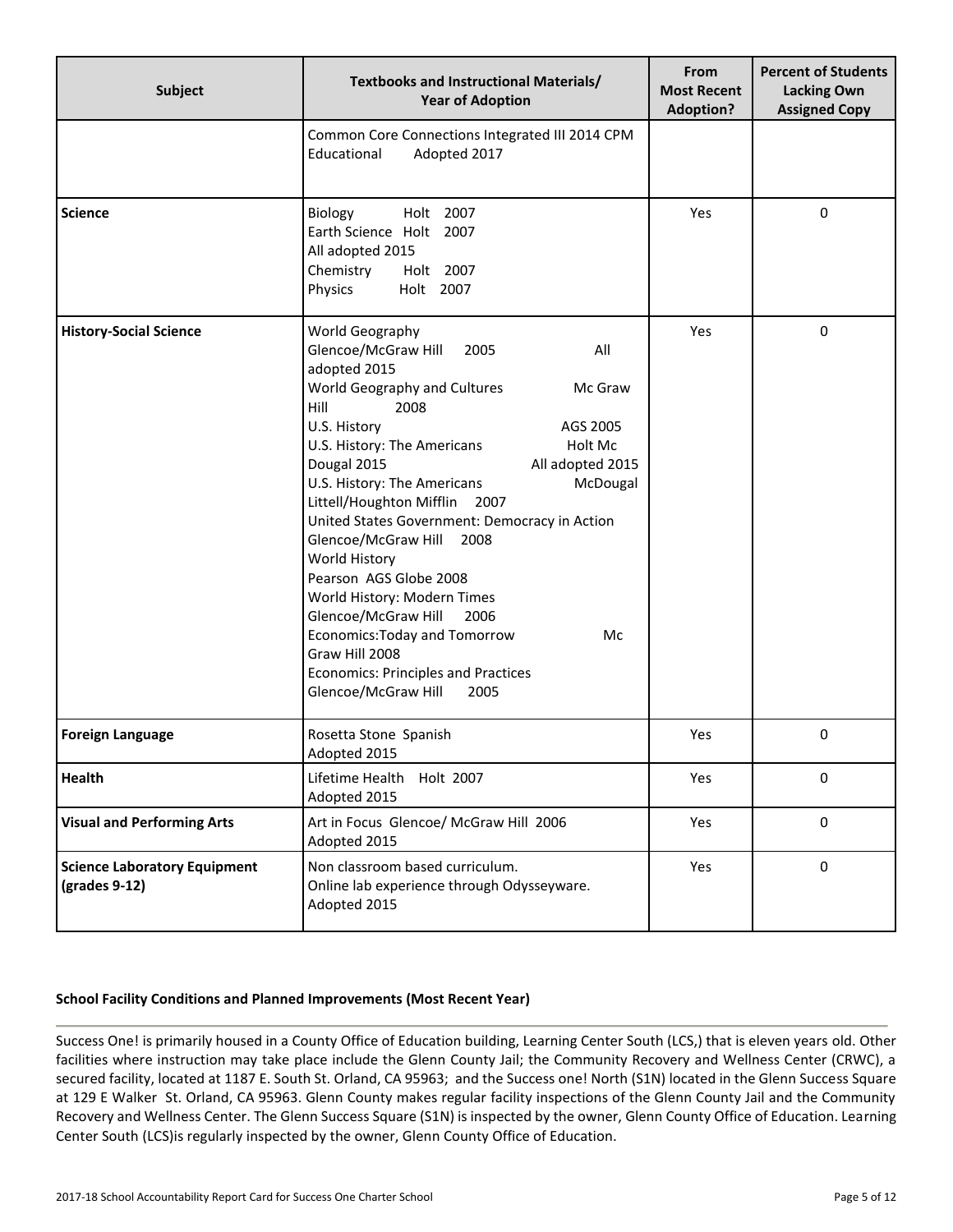| Subject | Textbooks and Instructional Materials/ Year of Adoption | From Most Recent Adoption? | Percent of Students Lacking Own Assigned Copy |
|---|---|---|---|
| | Common Core Connections Integrated III 2014 CPM Educational Adopted 2017 | | |
| **Science** | Biology Holt 2007<br>Earth Science Holt 2007<br>All adopted 2015<br>Chemistry Holt 2007<br>Physics Holt 2007 | Yes | 0 |
| **History-Social Science** | World Geography<br>Glencoe/McGraw Hill 2005 All adopted 2015<br>World Geography and Cultures Mc Graw Hill 2008<br>U.S. History AGS 2005<br>U.S. History: The Americans Holt Mc Dougal 2015 All adopted 2015<br>U.S. History: The Americans McDougal Littell/Houghton Mifflin 2007<br>United States Government: Democracy in Action Glencoe/McGraw Hill 2008<br>World History<br>Pearson AGS Globe 2008<br>World History: Modern Times<br>Glencoe/McGraw Hill 2006<br>Economics:Today and Tomorrow Mc Graw Hill 2008<br>Economics: Principles and Practices<br>Glencoe/McGraw Hill 2005 | Yes | 0 |
| **Foreign Language** | Rosetta Stone Spanish<br>Adopted 2015 | Yes | 0 |
| **Health** | Lifetime Health Holt 2007<br>Adopted 2015 | Yes | 0 |
| **Visual and Performing Arts** | Art in Focus Glencoe/ McGraw Hill 2006<br>Adopted 2015 | Yes | 0 |
| **Science Laboratory Equipment (grades 9-12)** | Non classroom based curriculum.<br>Online lab experience through Odysseyware.<br>Adopted 2015 | Yes | 0 |

**School Facility Conditions and Planned Improvements (Most Recent Year)**

Success One! is primarily housed in a County Office of Education building, Learning Center South (LCS,) that is eleven years old. Other facilities where instruction may take place include the Glenn County Jail; the Community Recovery and Wellness Center (CRWC), a secured facility, located at 1187 E. South St. Orland, CA 95963; and the Success one! North (S1N) located in the Glenn Success Square at 129 E Walker St. Orland, CA 95963. Glenn County makes regular facility inspections of the Glenn County Jail and the Community Recovery and Wellness Center. The Glenn Success Square (S1N) is inspected by the owner, Glenn County Office of Education. Learning Center South (LCS)is regularly inspected by the owner, Glenn County Office of Education.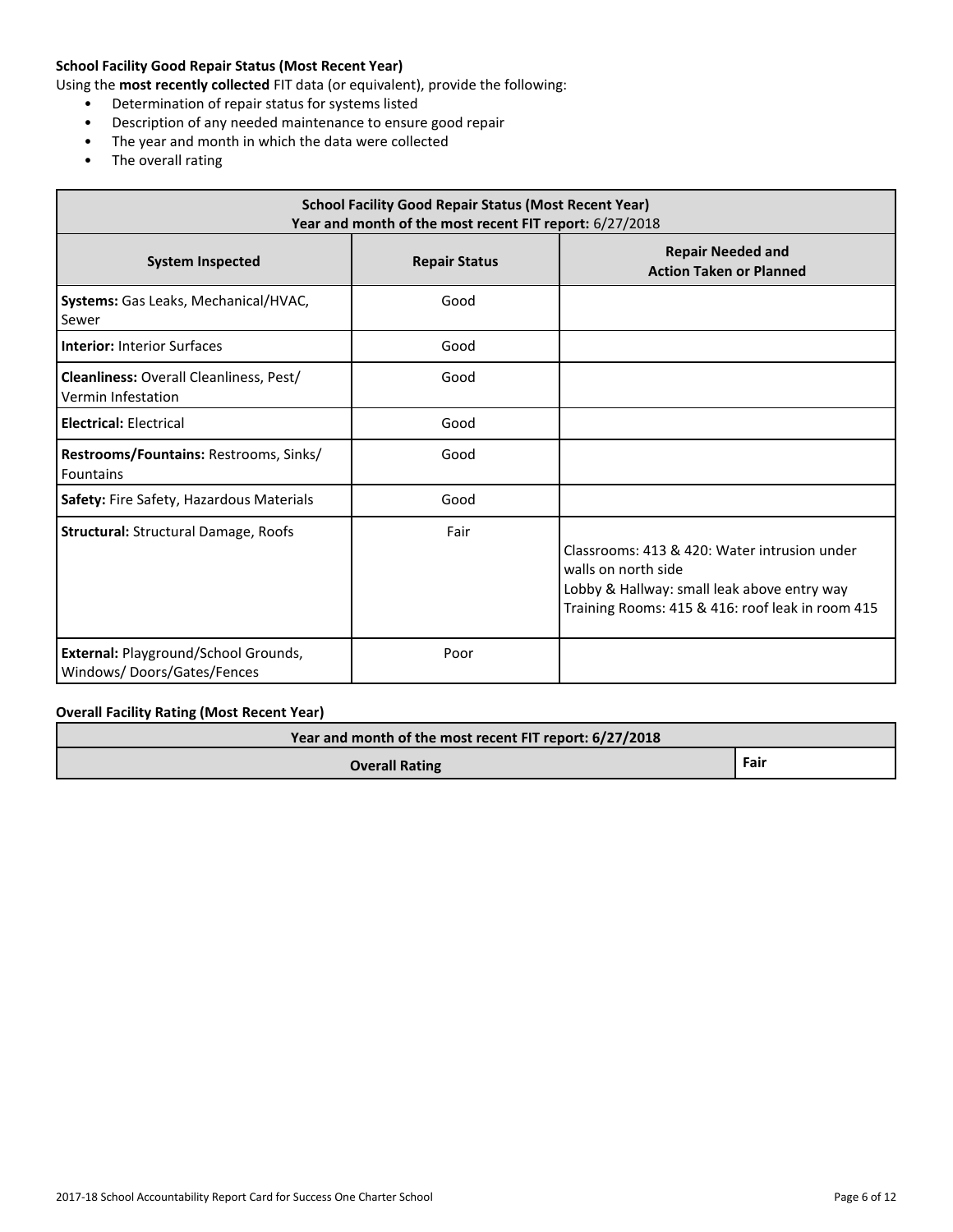**School Facility Good Repair Status (Most Recent Year)**

Using the **most recently collected** FIT data (or equivalent), provide the following:

- Determination of repair status for systems listed
- Description of any needed maintenance to ensure good repair
- The year and month in which the data were collected
- The overall rating

| School Facility Good Repair Status (Most Recent Year) Year and month of the most recent FIT report: 6/27/2018 | | |
|---|---|---|
| **System Inspected** | **Repair Status** | **Repair Needed and Action Taken or Planned** |
| **Systems:** Gas Leaks, Mechanical/HVAC, Sewer | Good | |
| **Interior:** Interior Surfaces | Good | |
| **Cleanliness:** Overall Cleanliness, Pest/ Vermin Infestation | Good | |
| **Electrical:** Electrical | Good | |
| **Restrooms/Fountains:** Restrooms, Sinks/ Fountains | Good | |
| **Safety:** Fire Safety, Hazardous Materials | Good | |
| **Structural:** Structural Damage, Roofs | Fair | Classrooms: 413 & 420: Water intrusion under walls on north side<br>Lobby & Hallway: small leak above entry way<br>Training Rooms: 415 & 416: roof leak in room 415 |
| **External:** Playground/School Grounds, Windows/ Doors/Gates/Fences | Poor | |

**Overall Facility Rating (Most Recent Year)**

| Year and month of the most recent FIT report: 6/27/2018 | |
|---|---|
| **Overall Rating** | **Fair** |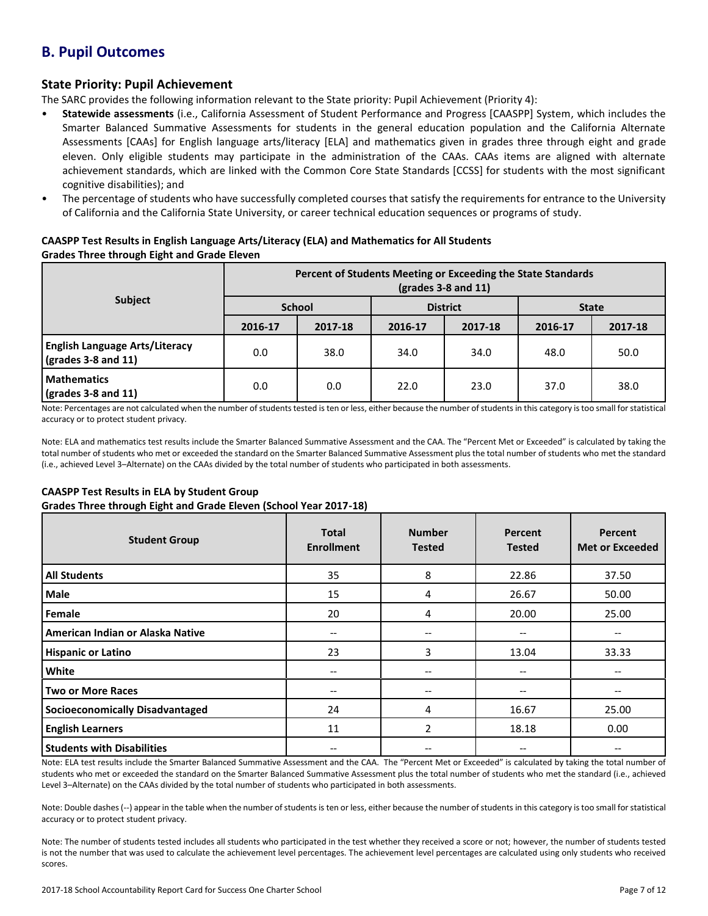## B. Pupil Outcomes

### State Priority: Pupil Achievement

The SARC provides the following information relevant to the State priority: Pupil Achievement (Priority 4):

- **Statewide assessments** (i.e., California Assessment of Student Performance and Progress [CAASPP] System, which includes the Smarter Balanced Summative Assessments for students in the general education population and the California Alternate Assessments [CAAs] for English language arts/literacy [ELA] and mathematics given in grades three through eight and grade eleven. Only eligible students may participate in the administration of the CAAs. CAAs items are aligned with alternate achievement standards, which are linked with the Common Core State Standards [CCSS] for students with the most significant cognitive disabilities); and
- The percentage of students who have successfully completed courses that satisfy the requirements for entrance to the University of California and the California State University, or career technical education sequences or programs of study.

**CAASPP Test Results in English Language Arts/Literacy (ELA) and Mathematics for All Students**
**Grades Three through Eight and Grade Eleven**

| Subject | Percent of Students Meeting or Exceeding the State Standards (grades 3-8 and 11) | | | | | |
|---|---|---|---|---|---|---|
| | School | | District | | State | |
| | 2016-17 | 2017-18 | 2016-17 | 2017-18 | 2016-17 | 2017-18 |
| **English Language Arts/Literacy (grades 3-8 and 11)** | 0.0 | 38.0 | 34.0 | 34.0 | 48.0 | 50.0 |
| **Mathematics (grades 3-8 and 11)** | 0.0 | 0.0 | 22.0 | 23.0 | 37.0 | 38.0 |

Note: Percentages are not calculated when the number of students tested is ten or less, either because the number of students in this category is too small for statistical accuracy or to protect student privacy.

Note: ELA and mathematics test results include the Smarter Balanced Summative Assessment and the CAA. The "Percent Met or Exceeded" is calculated by taking the total number of students who met or exceeded the standard on the Smarter Balanced Summative Assessment plus the total number of students who met the standard (i.e., achieved Level 3–Alternate) on the CAAs divided by the total number of students who participated in both assessments.

**CAASPP Test Results in ELA by Student Group**
**Grades Three through Eight and Grade Eleven (School Year 2017-18)**

| Student Group | Total Enrollment | Number Tested | Percent Tested | Percent Met or Exceeded |
|---|---|---|---|---|
| **All Students** | 35 | 8 | 22.86 | 37.50 |
| **Male** | 15 | 4 | 26.67 | 50.00 |
| **Female** | 20 | 4 | 20.00 | 25.00 |
| **American Indian or Alaska Native** | -- | -- | -- | -- |
| **Hispanic or Latino** | 23 | 3 | 13.04 | 33.33 |
| **White** | -- | -- | -- | -- |
| **Two or More Races** | -- | -- | -- | -- |
| **Socioeconomically Disadvantaged** | 24 | 4 | 16.67 | 25.00 |
| **English Learners** | 11 | 2 | 18.18 | 0.00 |
| **Students with Disabilities** | -- | -- | -- | -- |

Note: ELA test results include the Smarter Balanced Summative Assessment and the CAA. The "Percent Met or Exceeded" is calculated by taking the total number of students who met or exceeded the standard on the Smarter Balanced Summative Assessment plus the total number of students who met the standard (i.e., achieved Level 3–Alternate) on the CAAs divided by the total number of students who participated in both assessments.

Note: Double dashes (--) appear in the table when the number of students is ten or less, either because the number of students in this category is too small for statistical accuracy or to protect student privacy.

Note: The number of students tested includes all students who participated in the test whether they received a score or not; however, the number of students tested is not the number that was used to calculate the achievement level percentages. The achievement level percentages are calculated using only students who received scores.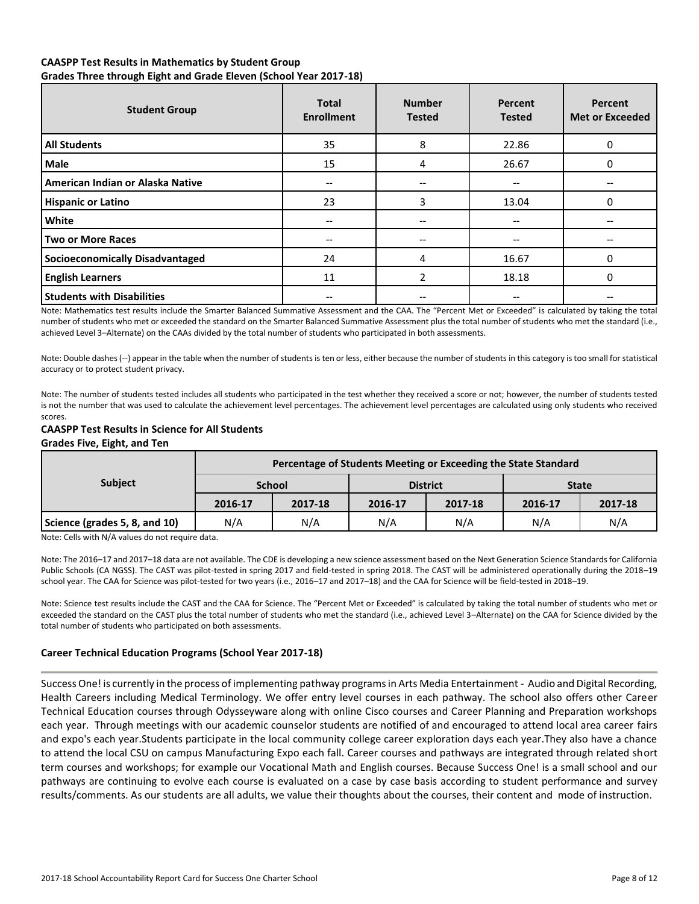### CAASPP Test Results in Mathematics by Student Group

### Grades Three through Eight and Grade Eleven (School Year 2017-18)

| Student Group | Total Enrollment | Number Tested | Percent Tested | Percent Met or Exceeded |
|---|---|---|---|---|
| **All Students** | 35 | 8 | 22.86 | 0 |
| **Male** | 15 | 4 | 26.67 | 0 |
| **American Indian or Alaska Native** | -- | -- | -- | -- |
| **Hispanic or Latino** | 23 | 3 | 13.04 | 0 |
| **White** | -- | -- | -- | -- |
| **Two or More Races** | -- | -- | -- | -- |
| **Socioeconomically Disadvantaged** | 24 | 4 | 16.67 | 0 |
| **English Learners** | 11 | 2 | 18.18 | 0 |
| **Students with Disabilities** | -- | -- | -- | -- |

Note: Mathematics test results include the Smarter Balanced Summative Assessment and the CAA. The "Percent Met or Exceeded" is calculated by taking the total number of students who met or exceeded the standard on the Smarter Balanced Summative Assessment plus the total number of students who met the standard (i.e., achieved Level 3–Alternate) on the CAAs divided by the total number of students who participated in both assessments.

Note: Double dashes (--) appear in the table when the number of students is ten or less, either because the number of students in this category is too small for statistical accuracy or to protect student privacy.

Note: The number of students tested includes all students who participated in the test whether they received a score or not; however, the number of students tested is not the number that was used to calculate the achievement level percentages. The achievement level percentages are calculated using only students who received scores.

### CAASPP Test Results in Science for All Students

### Grades Five, Eight, and Ten

| Subject | Percentage of Students Meeting or Exceeding the State Standard | | | | | |
|---|---|---|---|---|---|---|
| | School | | District | | State | |
| | 2016-17 | 2017-18 | 2016-17 | 2017-18 | 2016-17 | 2017-18 |
| **Science (grades 5, 8, and 10)** | N/A | N/A | N/A | N/A | N/A | N/A |

Note: Cells with N/A values do not require data.

Note: The 2016–17 and 2017–18 data are not available. The CDE is developing a new science assessment based on the Next Generation Science Standards for California Public Schools (CA NGSS). The CAST was pilot-tested in spring 2017 and field-tested in spring 2018. The CAST will be administered operationally during the 2018–19 school year. The CAA for Science was pilot-tested for two years (i.e., 2016–17 and 2017–18) and the CAA for Science will be field-tested in 2018–19.

Note: Science test results include the CAST and the CAA for Science. The "Percent Met or Exceeded" is calculated by taking the total number of students who met or exceeded the standard on the CAST plus the total number of students who met the standard (i.e., achieved Level 3–Alternate) on the CAA for Science divided by the total number of students who participated on both assessments.

### Career Technical Education Programs (School Year 2017-18)

Success One! is currently in the process of implementing pathway programs in Arts Media Entertainment - Audio and Digital Recording, Health Careers including Medical Terminology. We offer entry level courses in each pathway. The school also offers other Career Technical Education courses through Odysseyware along with online Cisco courses and Career Planning and Preparation workshops each year. Through meetings with our academic counselor students are notified of and encouraged to attend local area career fairs and expo's each year.Students participate in the local community college career exploration days each year.They also have a chance to attend the local CSU on campus Manufacturing Expo each fall. Career courses and pathways are integrated through related short term courses and workshops; for example our Vocational Math and English courses. Because Success One! is a small school and our pathways are continuing to evolve each course is evaluated on a case by case basis according to student performance and survey results/comments. As our students are all adults, we value their thoughts about the courses, their content and mode of instruction.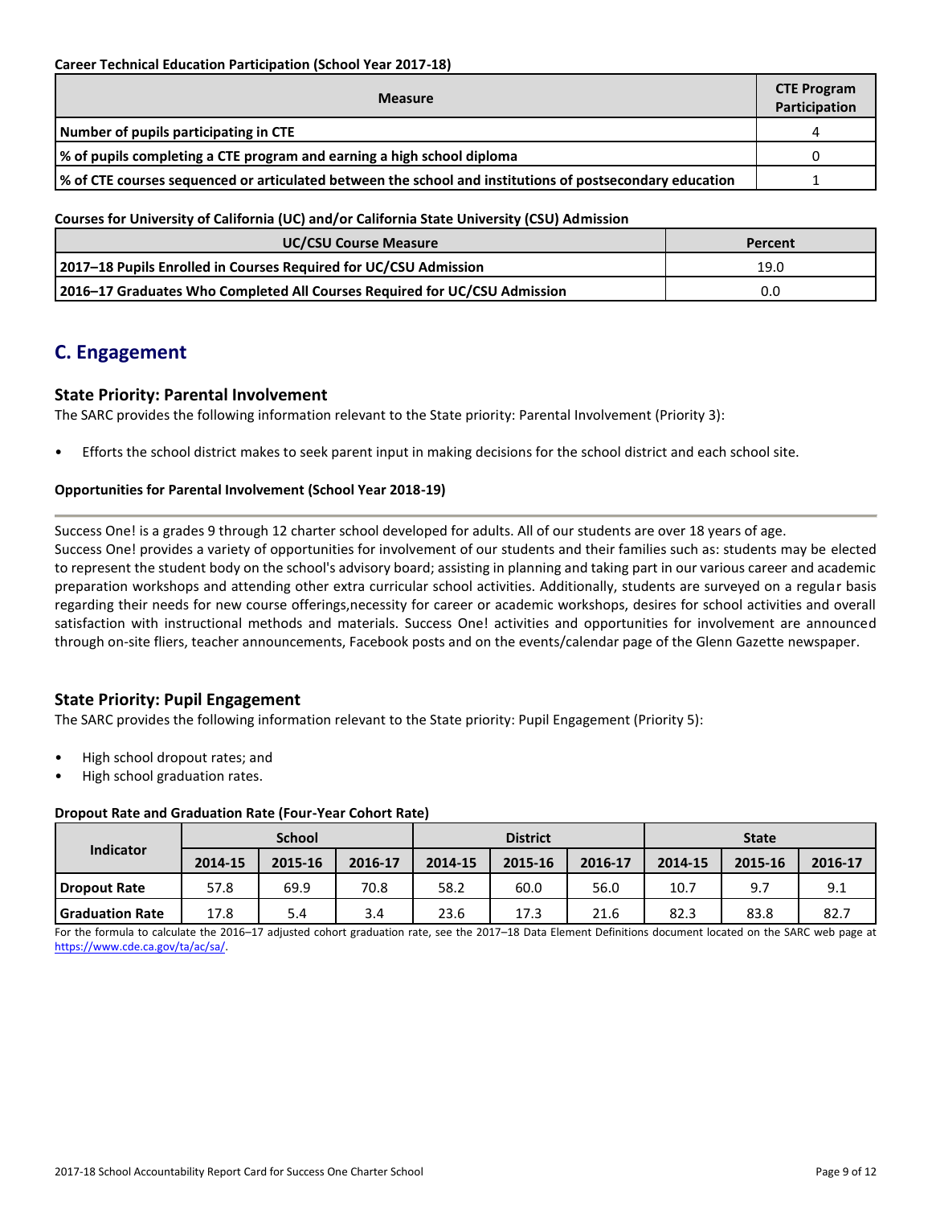**Career Technical Education Participation (School Year 2017-18)**

| Measure | CTE Program Participation |
| --- | --- |
| Number of pupils participating in CTE | 4 |
| % of pupils completing a CTE program and earning a high school diploma | 0 |
| % of CTE courses sequenced or articulated between the school and institutions of postsecondary education | 1 |

**Courses for University of California (UC) and/or California State University (CSU) Admission**

| UC/CSU Course Measure | Percent |
| --- | --- |
| 2017–18 Pupils Enrolled in Courses Required for UC/CSU Admission | 19.0 |
| 2016–17 Graduates Who Completed All Courses Required for UC/CSU Admission | 0.0 |

## C. Engagement

### State Priority: Parental Involvement

The SARC provides the following information relevant to the State priority: Parental Involvement (Priority 3):

- Efforts the school district makes to seek parent input in making decisions for the school district and each school site.

**Opportunities for Parental Involvement (School Year 2018-19)**

Success One! is a grades 9 through 12 charter school developed for adults. All of our students are over 18 years of age.
Success One! provides a variety of opportunities for involvement of our students and their families such as: students may be elected to represent the student body on the school's advisory board; assisting in planning and taking part in our various career and academic preparation workshops and attending other extra curricular school activities. Additionally, students are surveyed on a regular basis regarding their needs for new course offerings,necessity for career or academic workshops, desires for school activities and overall satisfaction with instructional methods and materials. Success One! activities and opportunities for involvement are announced through on-site fliers, teacher announcements, Facebook posts and on the events/calendar page of the Glenn Gazette newspaper.

### State Priority: Pupil Engagement

The SARC provides the following information relevant to the State priority: Pupil Engagement (Priority 5):

- High school dropout rates; and
- High school graduation rates.

**Dropout Rate and Graduation Rate (Four-Year Cohort Rate)**

| Indicator | School | | | District | | | State | | |
| --- | --- | --- | --- | --- | --- | --- | --- | --- | --- |
| | 2014-15 | 2015-16 | 2016-17 | 2014-15 | 2015-16 | 2016-17 | 2014-15 | 2015-16 | 2016-17 |
| Dropout Rate | 57.8 | 69.9 | 70.8 | 58.2 | 60.0 | 56.0 | 10.7 | 9.7 | 9.1 |
| Graduation Rate | 17.8 | 5.4 | 3.4 | 23.6 | 17.3 | 21.6 | 82.3 | 83.8 | 82.7 |

For the formula to calculate the 2016–17 adjusted cohort graduation rate, see the 2017–18 Data Element Definitions document located on the SARC web page at https://www.cde.ca.gov/ta/ac/sa/.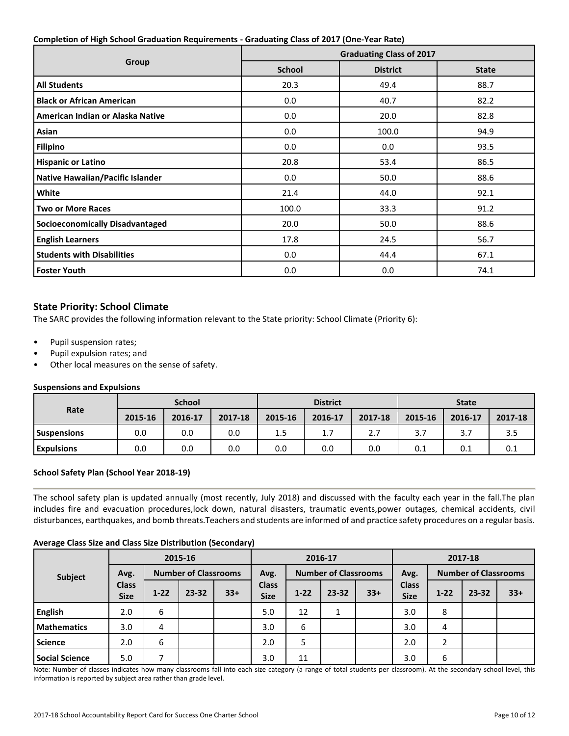**Completion of High School Graduation Requirements - Graduating Class of 2017 (One-Year Rate)**

| Group | Graduating Class of 2017 | | |
|---|---|---|---|
| | School | District | State |
| **All Students** | 20.3 | 49.4 | 88.7 |
| **Black or African American** | 0.0 | 40.7 | 82.2 |
| **American Indian or Alaska Native** | 0.0 | 20.0 | 82.8 |
| **Asian** | 0.0 | 100.0 | 94.9 |
| **Filipino** | 0.0 | 0.0 | 93.5 |
| **Hispanic or Latino** | 20.8 | 53.4 | 86.5 |
| **Native Hawaiian/Pacific Islander** | 0.0 | 50.0 | 88.6 |
| **White** | 21.4 | 44.0 | 92.1 |
| **Two or More Races** | 100.0 | 33.3 | 91.2 |
| **Socioeconomically Disadvantaged** | 20.0 | 50.0 | 88.6 |
| **English Learners** | 17.8 | 24.5 | 56.7 |
| **Students with Disabilities** | 0.0 | 44.4 | 67.1 |
| **Foster Youth** | 0.0 | 0.0 | 74.1 |

## State Priority: School Climate

The SARC provides the following information relevant to the State priority: School Climate (Priority 6):

- Pupil suspension rates;
- Pupil expulsion rates; and
- Other local measures on the sense of safety.

**Suspensions and Expulsions**

| Rate | School | | | District | | | State | | |
|---|---|---|---|---|---|---|---|---|---|
| | 2015-16 | 2016-17 | 2017-18 | 2015-16 | 2016-17 | 2017-18 | 2015-16 | 2016-17 | 2017-18 |
| **Suspensions** | 0.0 | 0.0 | 0.0 | 1.5 | 1.7 | 2.7 | 3.7 | 3.7 | 3.5 |
| **Expulsions** | 0.0 | 0.0 | 0.0 | 0.0 | 0.0 | 0.0 | 0.1 | 0.1 | 0.1 |

**School Safety Plan (School Year 2018-19)**

The school safety plan is updated annually (most recently, July 2018) and discussed with the faculty each year in the fall.The plan includes fire and evacuation procedures,lock down, natural disasters, traumatic events,power outages, chemical accidents, civil disturbances, earthquakes, and bomb threats.Teachers and students are informed of and practice safety procedures on a regular basis.

**Average Class Size and Class Size Distribution (Secondary)**

| Subject | 2015-16 | | | | 2016-17 | | | | 2017-18 | | | |
|---|---|---|---|---|---|---|---|---|---|---|---|---|
| | Avg. Class Size | Number of Classrooms | | | Avg. Class Size | Number of Classrooms | | | Avg. Class Size | Number of Classrooms | | |
| | | 1-22 | 23-32 | 33+ | | 1-22 | 23-32 | 33+ | | 1-22 | 23-32 | 33+ |
| **English** | 2.0 | 6 | | | 5.0 | 12 | 1 | | 3.0 | 8 | | |
| **Mathematics** | 3.0 | 4 | | | 3.0 | 6 | | | 3.0 | 4 | | |
| **Science** | 2.0 | 6 | | | 2.0 | 5 | | | 2.0 | 2 | | |
| **Social Science** | 5.0 | 7 | | | 3.0 | 11 | | | 3.0 | 6 | | |

Note: Number of classes indicates how many classrooms fall into each size category (a range of total students per classroom). At the secondary school level, this information is reported by subject area rather than grade level.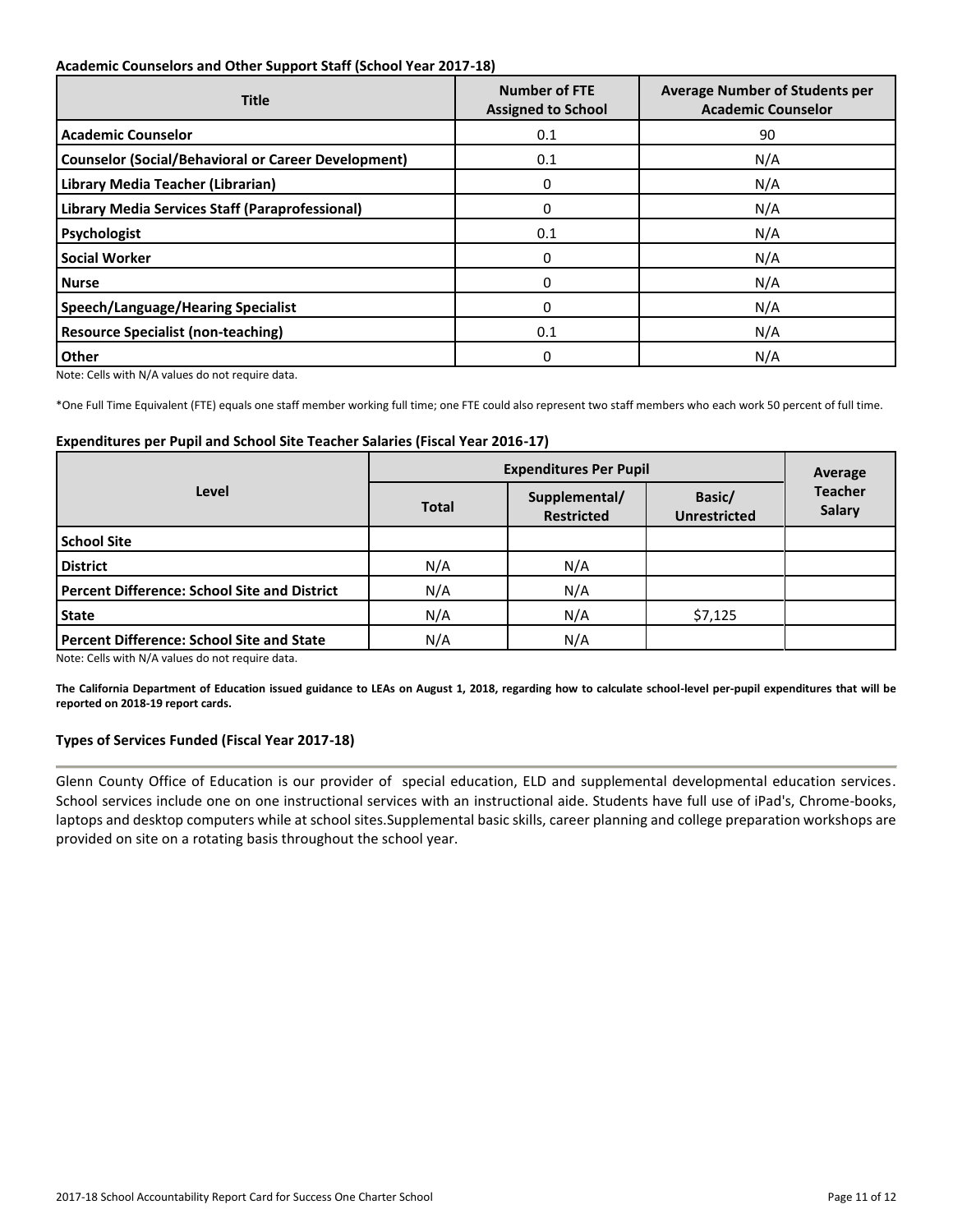**Academic Counselors and Other Support Staff (School Year 2017-18)**

| Title | Number of FTE Assigned to School | Average Number of Students per Academic Counselor |
|---|---|---|
| Academic Counselor | 0.1 | 90 |
| Counselor (Social/Behavioral or Career Development) | 0.1 | N/A |
| Library Media Teacher (Librarian) | 0 | N/A |
| Library Media Services Staff (Paraprofessional) | 0 | N/A |
| Psychologist | 0.1 | N/A |
| Social Worker | 0 | N/A |
| Nurse | 0 | N/A |
| Speech/Language/Hearing Specialist | 0 | N/A |
| Resource Specialist (non-teaching) | 0.1 | N/A |
| Other | 0 | N/A |

Note: Cells with N/A values do not require data.

*One Full Time Equivalent (FTE) equals one staff member working full time; one FTE could also represent two staff members who each work 50 percent of full time.

**Expenditures per Pupil and School Site Teacher Salaries (Fiscal Year 2016-17)**

| Level | Expenditures Per Pupil | | | Average Teacher Salary |
|---|---|---|---|---|
| | Total | Supplemental/ Restricted | Basic/ Unrestricted | |
| School Site | | | | |
| District | N/A | N/A | | |
| Percent Difference: School Site and District | N/A | N/A | | |
| State | N/A | N/A | $7,125 | |
| Percent Difference: School Site and State | N/A | N/A | | |

Note: Cells with N/A values do not require data.

**The California Department of Education issued guidance to LEAs on August 1, 2018, regarding how to calculate school-level per-pupil expenditures that will be reported on 2018-19 report cards.**

**Types of Services Funded (Fiscal Year 2017-18)**

Glenn County Office of Education is our provider of special education, ELD and supplemental developmental education services. School services include one on one instructional services with an instructional aide. Students have full use of iPad's, Chrome-books, laptops and desktop computers while at school sites.Supplemental basic skills, career planning and college preparation workshops are provided on site on a rotating basis throughout the school year.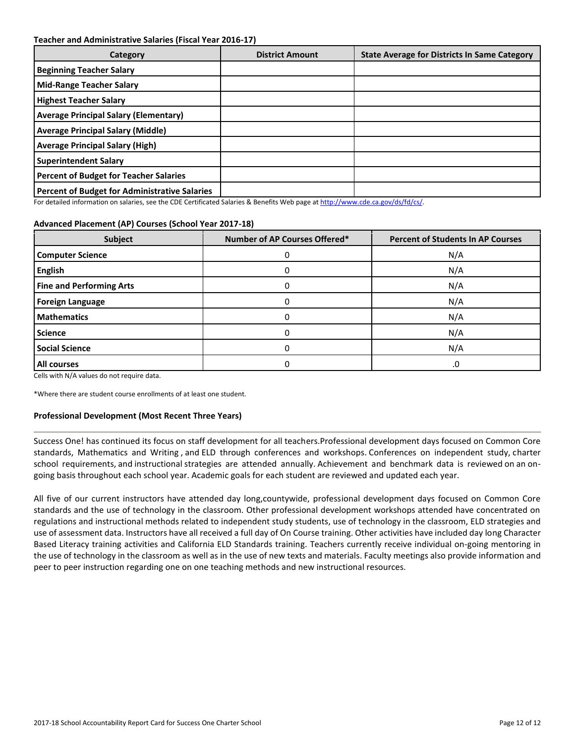**Teacher and Administrative Salaries (Fiscal Year 2016-17)**

| Category | District Amount | State Average for Districts In Same Category |
|---|---|---|
| Beginning Teacher Salary | | |
| Mid-Range Teacher Salary | | |
| Highest Teacher Salary | | |
| Average Principal Salary (Elementary) | | |
| Average Principal Salary (Middle) | | |
| Average Principal Salary (High) | | |
| Superintendent Salary | | |
| Percent of Budget for Teacher Salaries | | |
| Percent of Budget for Administrative Salaries | | |

For detailed information on salaries, see the CDE Certificated Salaries & Benefits Web page at http://www.cde.ca.gov/ds/fd/cs/.

**Advanced Placement (AP) Courses (School Year 2017-18)**

| Subject | Number of AP Courses Offered* | Percent of Students In AP Courses |
|---|---|---|
| Computer Science | 0 | N/A |
| English | 0 | N/A |
| Fine and Performing Arts | 0 | N/A |
| Foreign Language | 0 | N/A |
| Mathematics | 0 | N/A |
| Science | 0 | N/A |
| Social Science | 0 | N/A |
| All courses | 0 | .0 |

Cells with N/A values do not require data.

*Where there are student course enrollments of at least one student.

**Professional Development (Most Recent Three Years)**

Success One! has continued its focus on staff development for all teachers.Professional development days focused on Common Core standards, Mathematics and Writing , and ELD through conferences and workshops. Conferences on independent study, charter school requirements, and instructional strategies are attended annually. Achievement and benchmark data is reviewed on an on-going basis throughout each school year. Academic goals for each student are reviewed and updated each year.

All five of our current instructors have attended day long,countywide, professional development days focused on Common Core standards and the use of technology in the classroom. Other professional development workshops attended have concentrated on regulations and instructional methods related to independent study students, use of technology in the classroom, ELD strategies and use of assessment data. Instructors have all received a full day of On Course training. Other activities have included day long Character Based Literacy training activities and California ELD Standards training. Teachers currently receive individual on-going mentoring in the use of technology in the classroom as well as in the use of new texts and materials. Faculty meetings also provide information and peer to peer instruction regarding one on one teaching methods and new instructional resources.